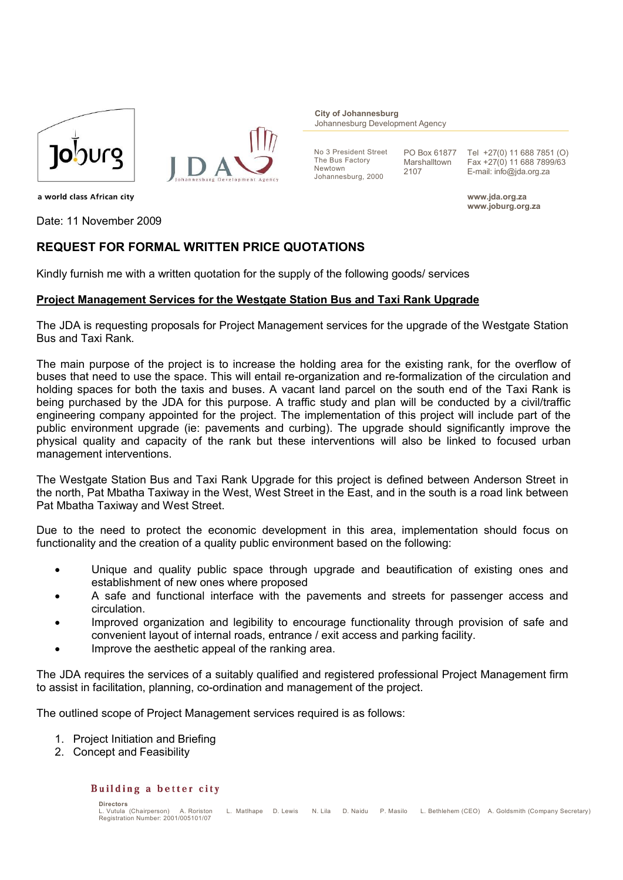**City of Johannesburg**
Johannesburg Development Agency

No 3 President Street
The Bus Factory
Newtown
Johannesburg, 2000

PO Box 61877
Marshalltown
2107

Tel +27(0) 11 688 7851 (O)
Fax +27(0) 11 688 7899/63
E-mail: info@jda.org.za

a world class African city

**www.jda.org.za**
**www.joburg.org.za**

Date: 11 November 2009

## REQUEST FOR FORMAL WRITTEN PRICE QUOTATIONS

Kindly furnish me with a written quotation for the supply of the following goods/ services

**Project Management Services for the Westgate Station Bus and Taxi Rank Upgrade**

The JDA is requesting proposals for Project Management services for the upgrade of the Westgate Station Bus and Taxi Rank.

The main purpose of the project is to increase the holding area for the existing rank, for the overflow of buses that need to use the space. This will entail re-organization and re-formalization of the circulation and holding spaces for both the taxis and buses. A vacant land parcel on the south end of the Taxi Rank is being purchased by the JDA for this purpose. A traffic study and plan will be conducted by a civil/traffic engineering company appointed for the project. The implementation of this project will include part of the public environment upgrade (ie: pavements and curbing). The upgrade should significantly improve the physical quality and capacity of the rank but these interventions will also be linked to focused urban management interventions.

The Westgate Station Bus and Taxi Rank Upgrade for this project is defined between Anderson Street in the north, Pat Mbatha Taxiway in the West, West Street in the East, and in the south is a road link between Pat Mbatha Taxiway and West Street.

Due to the need to protect the economic development in this area, implementation should focus on functionality and the creation of a quality public environment based on the following:

- Unique and quality public space through upgrade and beautification of existing ones and establishment of new ones where proposed
- A safe and functional interface with the pavements and streets for passenger access and circulation.
- Improved organization and legibility to encourage functionality through provision of safe and convenient layout of internal roads, entrance / exit access and parking facility.
- Improve the aesthetic appeal of the ranking area.

The JDA requires the services of a suitably qualified and registered professional Project Management firm to assist in facilitation, planning, co-ordination and management of the project.

The outlined scope of Project Management services required is as follows:

1. Project Initiation and Briefing
2. Concept and Feasibility

**Building a better city**

**Directors**
L. Vutula (Chairperson) A. Roriston L. Matlhape D. Lewis N. Lila D. Naidu P. Masilo L. Bethlehem (CEO) A. Goldsmith (Company Secretary)
Registration Number: 2001/005101/07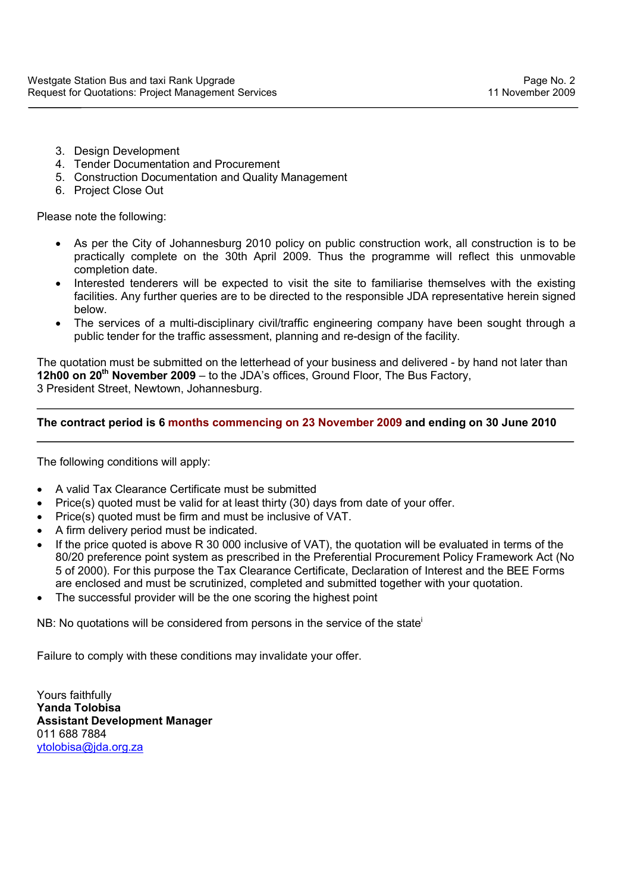3. Design Development
4. Tender Documentation and Procurement
5. Construction Documentation and Quality Management
6. Project Close Out

Please note the following:

- As per the City of Johannesburg 2010 policy on public construction work, all construction is to be practically complete on the 30th April 2009. Thus the programme will reflect this unmovable completion date.
- Interested tenderers will be expected to visit the site to familiarise themselves with the existing facilities. Any further queries are to be directed to the responsible JDA representative herein signed below.
- The services of a multi-disciplinary civil/traffic engineering company have been sought through a public tender for the traffic assessment, planning and re-design of the facility.

The quotation must be submitted on the letterhead of your business and delivered - by hand not later than **12h00 on 20th November 2009** – to the JDA's offices, Ground Floor, The Bus Factory, 3 President Street, Newtown, Johannesburg.

---

**The contract period is 6 months commencing on 23 November 2009 and ending on 30 June 2010**

---

The following conditions will apply:

- A valid Tax Clearance Certificate must be submitted
- Price(s) quoted must be valid for at least thirty (30) days from date of your offer.
- Price(s) quoted must be firm and must be inclusive of VAT.
- A firm delivery period must be indicated.
- If the price quoted is above R 30 000 inclusive of VAT), the quotation will be evaluated in terms of the 80/20 preference point system as prescribed in the Preferential Procurement Policy Framework Act (No 5 of 2000). For this purpose the Tax Clearance Certificate, Declaration of Interest and the BEE Forms are enclosed and must be scrutinized, completed and submitted together with your quotation.
- The successful provider will be the one scoring the highest point

NB: No quotations will be considered from persons in the service of the state[i]

Failure to comply with these conditions may invalidate your offer.

Yours faithfully
**Yanda Tolobisa**
**Assistant Development Manager**
011 688 7884
ytolobisa@jda.org.za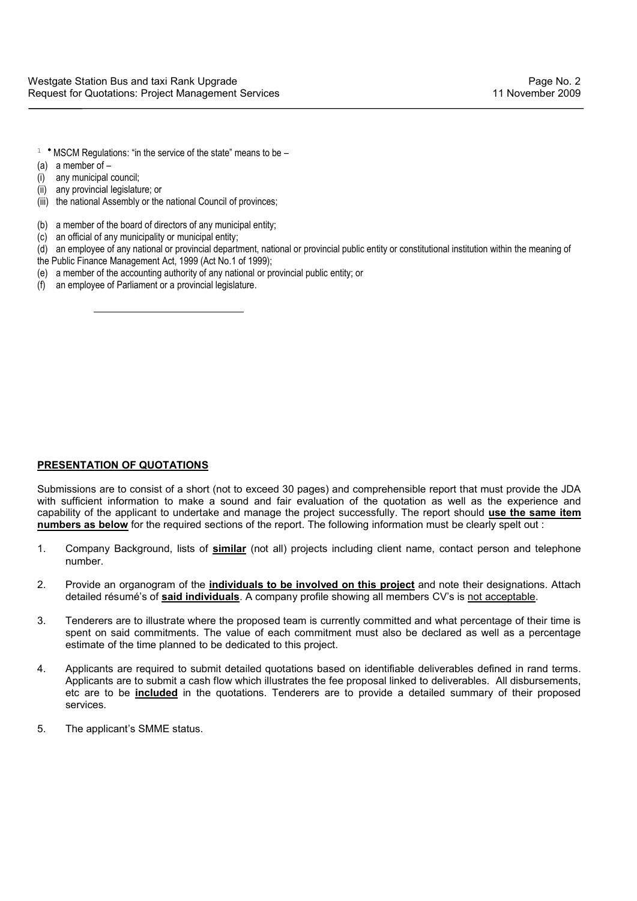[1] * MSCM Regulations: "in the service of the state" means to be –

(a) a member of –
(i) any municipal council;
(ii) any provincial legislature; or
(iii) the national Assembly or the national Council of provinces;

(b) a member of the board of directors of any municipal entity;
(c) an official of any municipality or municipal entity;
(d) an employee of any national or provincial department, national or provincial public entity or constitutional institution within the meaning of the Public Finance Management Act, 1999 (Act No.1 of 1999);
(e) a member of the accounting authority of any national or provincial public entity; or
(f) an employee of Parliament or a provincial legislature.

## PRESENTATION OF QUOTATIONS

Submissions are to consist of a short (not to exceed 30 pages) and comprehensible report that must provide the JDA with sufficient information to make a sound and fair evaluation of the quotation as well as the experience and capability of the applicant to undertake and manage the project successfully. The report should **use the same item numbers as below** for the required sections of the report. The following information must be clearly spelt out :

1. Company Background, lists of **similar** (not all) projects including client name, contact person and telephone number.

2. Provide an organogram of the **individuals to be involved on this project** and note their designations. Attach detailed résumé's of **said individuals**. A company profile showing all members CV's is not acceptable.

3. Tenderers are to illustrate where the proposed team is currently committed and what percentage of their time is spent on said commitments. The value of each commitment must also be declared as well as a percentage estimate of the time planned to be dedicated to this project.

4. Applicants are required to submit detailed quotations based on identifiable deliverables defined in rand terms. Applicants are to submit a cash flow which illustrates the fee proposal linked to deliverables. All disbursements, etc are to be **included** in the quotations. Tenderers are to provide a detailed summary of their proposed services.

5. The applicant's SMME status.